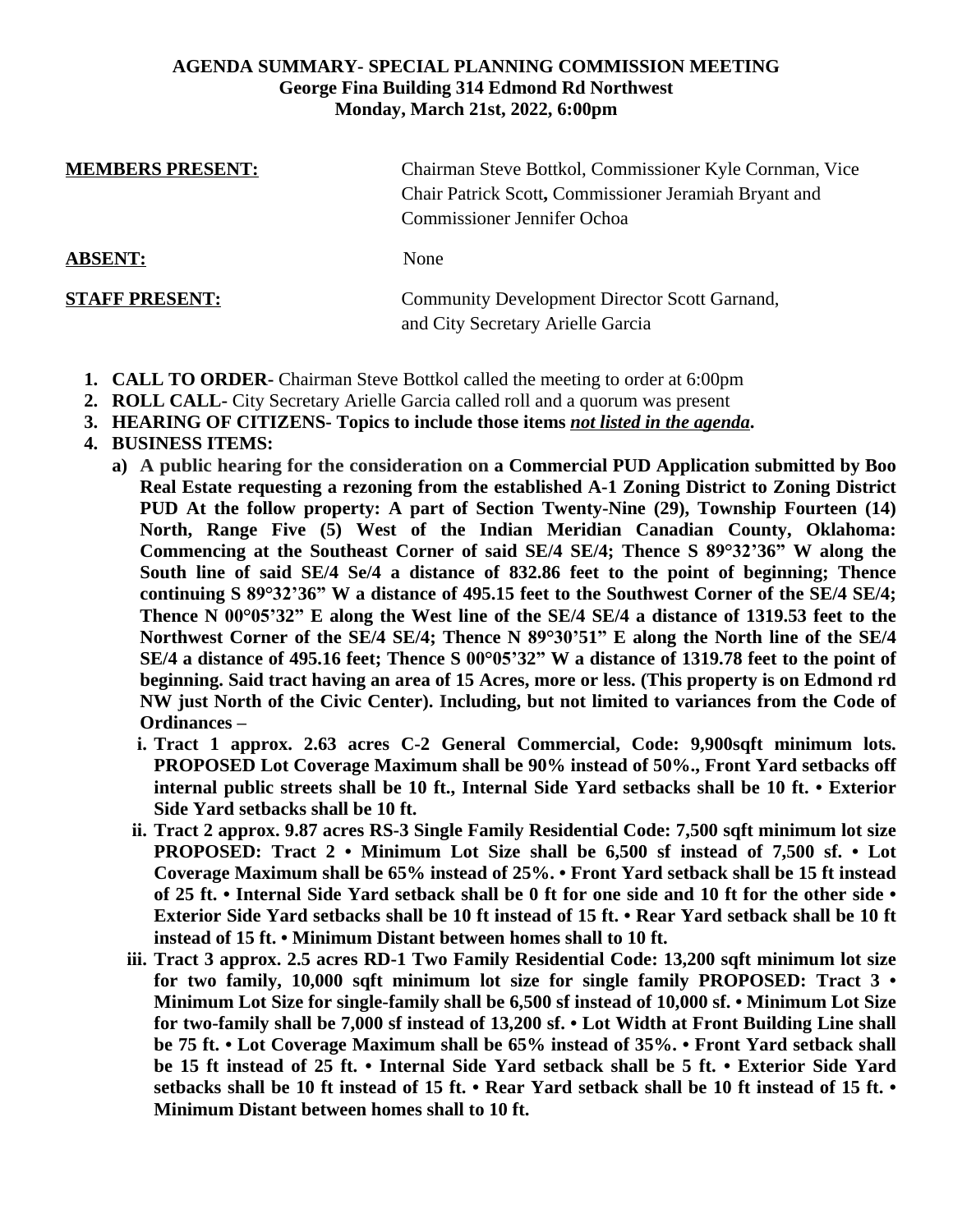**AGENDA SUMMARY- SPECIAL PLANNING COMMISSION MEETING**
**George Fina Building 314 Edmond Rd Northwest**
**Monday, March 21st, 2022, 6:00pm**

**MEMBERS PRESENT:** Chairman Steve Bottkol, Commissioner Kyle Cornman, Vice Chair Patrick Scott**,** Commissioner Jeramiah Bryant and Commissioner Jennifer Ochoa

**ABSENT:** None

**STAFF PRESENT:** Community Development Director Scott Garnand, and City Secretary Arielle Garcia

1. **CALL TO ORDER-** Chairman Steve Bottkol called the meeting to order at 6:00pm
2. **ROLL CALL-** City Secretary Arielle Garcia called roll and a quorum was present
3. **HEARING OF CITIZENS- Topics to include those items *not listed in the agenda*.**
4. **BUSINESS ITEMS:**
   a) **A public hearing for the consideration on a Commercial PUD Application submitted by Boo Real Estate requesting a rezoning from the established A-1 Zoning District to Zoning District PUD At the follow property: A part of Section Twenty-Nine (29), Township Fourteen (14) North, Range Five (5) West of the Indian Meridian Canadian County, Oklahoma: Commencing at the Southeast Corner of said SE/4 SE/4; Thence S 89°32'36" W along the South line of said SE/4 Se/4 a distance of 832.86 feet to the point of beginning; Thence continuing S 89°32'36" W a distance of 495.15 feet to the Southwest Corner of the SE/4 SE/4; Thence N 00°05'32" E along the West line of the SE/4 SE/4 a distance of 1319.53 feet to the Northwest Corner of the SE/4 SE/4; Thence N 89°30'51" E along the North line of the SE/4 SE/4 a distance of 495.16 feet; Thence S 00°05'32" W a distance of 1319.78 feet to the point of beginning. Said tract having an area of 15 Acres, more or less. (This property is on Edmond rd NW just North of the Civic Center). Including, but not limited to variances from the Code of Ordinances –**
      i. **Tract 1 approx. 2.63 acres C-2 General Commercial, Code: 9,900sqft minimum lots. PROPOSED Lot Coverage Maximum shall be 90% instead of 50%., Front Yard setbacks off internal public streets shall be 10 ft., Internal Side Yard setbacks shall be 10 ft. • Exterior Side Yard setbacks shall be 10 ft.**
      ii. **Tract 2 approx. 9.87 acres RS-3 Single Family Residential Code: 7,500 sqft minimum lot size PROPOSED: Tract 2 • Minimum Lot Size shall be 6,500 sf instead of 7,500 sf. • Lot Coverage Maximum shall be 65% instead of 25%. • Front Yard setback shall be 15 ft instead of 25 ft. • Internal Side Yard setback shall be 0 ft for one side and 10 ft for the other side • Exterior Side Yard setbacks shall be 10 ft instead of 15 ft. • Rear Yard setback shall be 10 ft instead of 15 ft. • Minimum Distant between homes shall to 10 ft.**
      iii. **Tract 3 approx. 2.5 acres RD-1 Two Family Residential Code: 13,200 sqft minimum lot size for two family, 10,000 sqft minimum lot size for single family PROPOSED: Tract 3 • Minimum Lot Size for single-family shall be 6,500 sf instead of 10,000 sf. • Minimum Lot Size for two-family shall be 7,000 sf instead of 13,200 sf. • Lot Width at Front Building Line shall be 75 ft. • Lot Coverage Maximum shall be 65% instead of 35%. • Front Yard setback shall be 15 ft instead of 25 ft. • Internal Side Yard setback shall be 5 ft. • Exterior Side Yard setbacks shall be 10 ft instead of 15 ft. • Rear Yard setback shall be 10 ft instead of 15 ft. • Minimum Distant between homes shall to 10 ft.**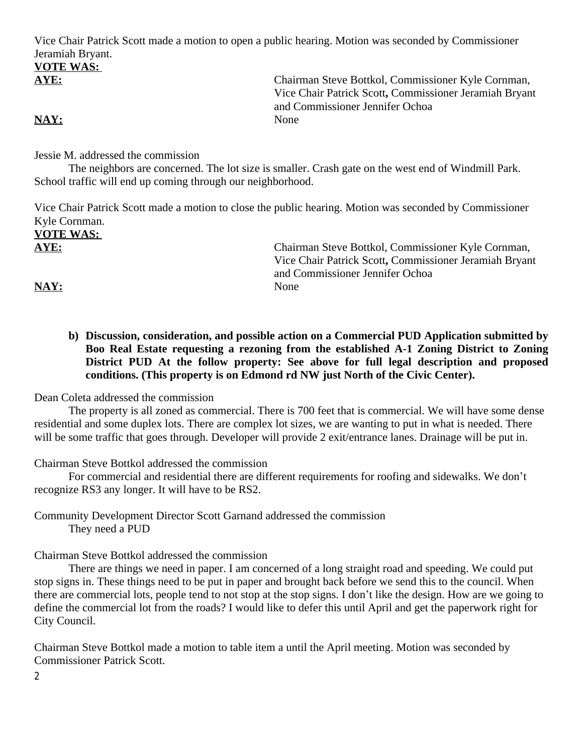Vice Chair Patrick Scott made a motion to open a public hearing. Motion was seconded by Commissioner Jeramiah Bryant.

**VOTE WAS:**

**AYE:** Chairman Steve Bottkol, Commissioner Kyle Cornman, Vice Chair Patrick Scott**,** Commissioner Jeramiah Bryant and Commissioner Jennifer Ochoa

**NAY:** None

Jessie M. addressed the commission

The neighbors are concerned. The lot size is smaller. Crash gate on the west end of Windmill Park. School traffic will end up coming through our neighborhood.

Vice Chair Patrick Scott made a motion to close the public hearing. Motion was seconded by Commissioner Kyle Cornman.

**VOTE WAS:**

**AYE:** Chairman Steve Bottkol, Commissioner Kyle Cornman, Vice Chair Patrick Scott**,** Commissioner Jeramiah Bryant and Commissioner Jennifer Ochoa

**NAY:** None

**b) Discussion, consideration, and possible action on a Commercial PUD Application submitted by Boo Real Estate requesting a rezoning from the established A-1 Zoning District to Zoning District PUD At the follow property: See above for full legal description and proposed conditions. (This property is on Edmond rd NW just North of the Civic Center).**

Dean Coleta addressed the commission

The property is all zoned as commercial. There is 700 feet that is commercial. We will have some dense residential and some duplex lots. There are complex lot sizes, we are wanting to put in what is needed. There will be some traffic that goes through. Developer will provide 2 exit/entrance lanes. Drainage will be put in.

Chairman Steve Bottkol addressed the commission

For commercial and residential there are different requirements for roofing and sidewalks. We don't recognize RS3 any longer. It will have to be RS2.

Community Development Director Scott Garnand addressed the commission

They need a PUD

Chairman Steve Bottkol addressed the commission

There are things we need in paper. I am concerned of a long straight road and speeding. We could put stop signs in. These things need to be put in paper and brought back before we send this to the council. When there are commercial lots, people tend to not stop at the stop signs. I don't like the design. How are we going to define the commercial lot from the roads? I would like to defer this until April and get the paperwork right for City Council.

Chairman Steve Bottkol made a motion to table item a until the April meeting. Motion was seconded by Commissioner Patrick Scott.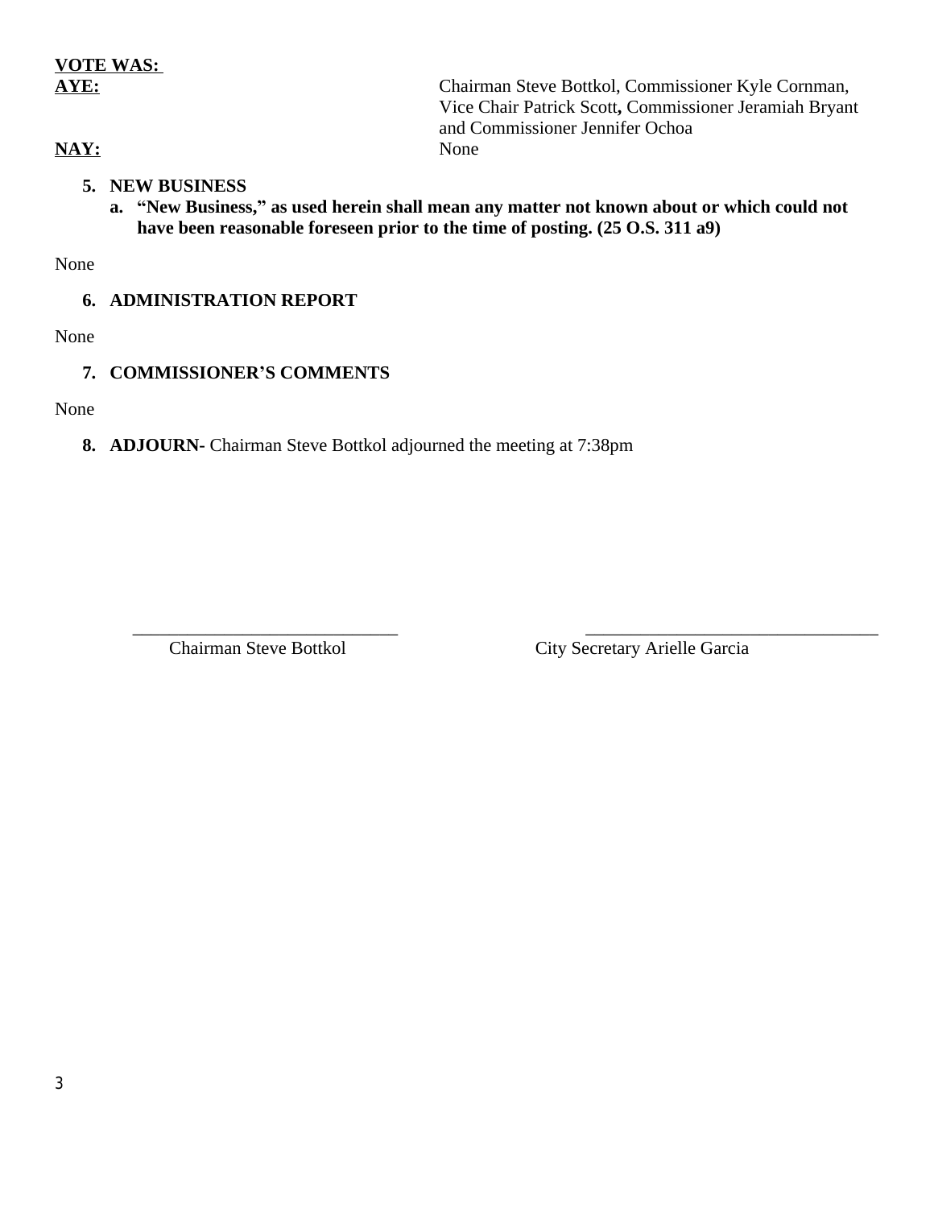**VOTE WAS:**

**AYE:** Chairman Steve Bottkol, Commissioner Kyle Cornman, Vice Chair Patrick Scott**,** Commissioner Jeramiah Bryant and Commissioner Jennifer Ochoa

**NAY:** None

5. **NEW BUSINESS**
   a. **"New Business," as used herein shall mean any matter not known about or which could not have been reasonable foreseen prior to the time of posting. (25 O.S. 311 a9)**

None

6. **ADMINISTRATION REPORT**

None

7. **COMMISSIONER'S COMMENTS**

None

8. **ADJOURN-** Chairman Steve Bottkol adjourned the meeting at 7:38pm

\_\_\_\_\_\_\_\_\_\_\_\_\_\_\_\_\_\_\_\_\_\_\_\_\_\_\_\_\_\_
Chairman Steve Bottkol

\_\_\_\_\_\_\_\_\_\_\_\_\_\_\_\_\_\_\_\_\_\_\_\_\_\_\_\_\_\_\_\_\_\_
City Secretary Arielle Garcia